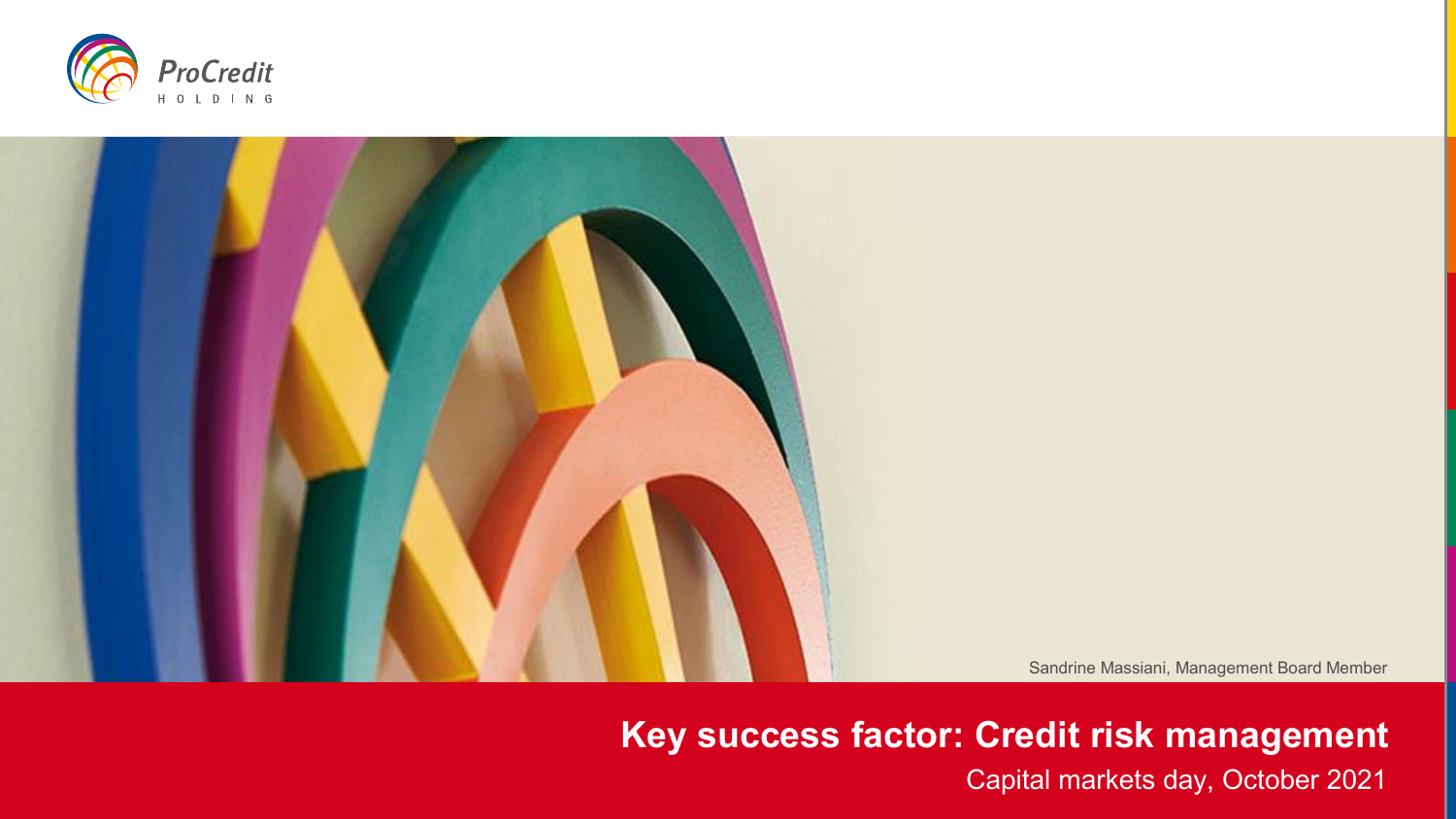ProCredit HOLDING

Sandrine Massiani, Management Board Member

# Key success factor: Credit risk management

Capital markets day, October 2021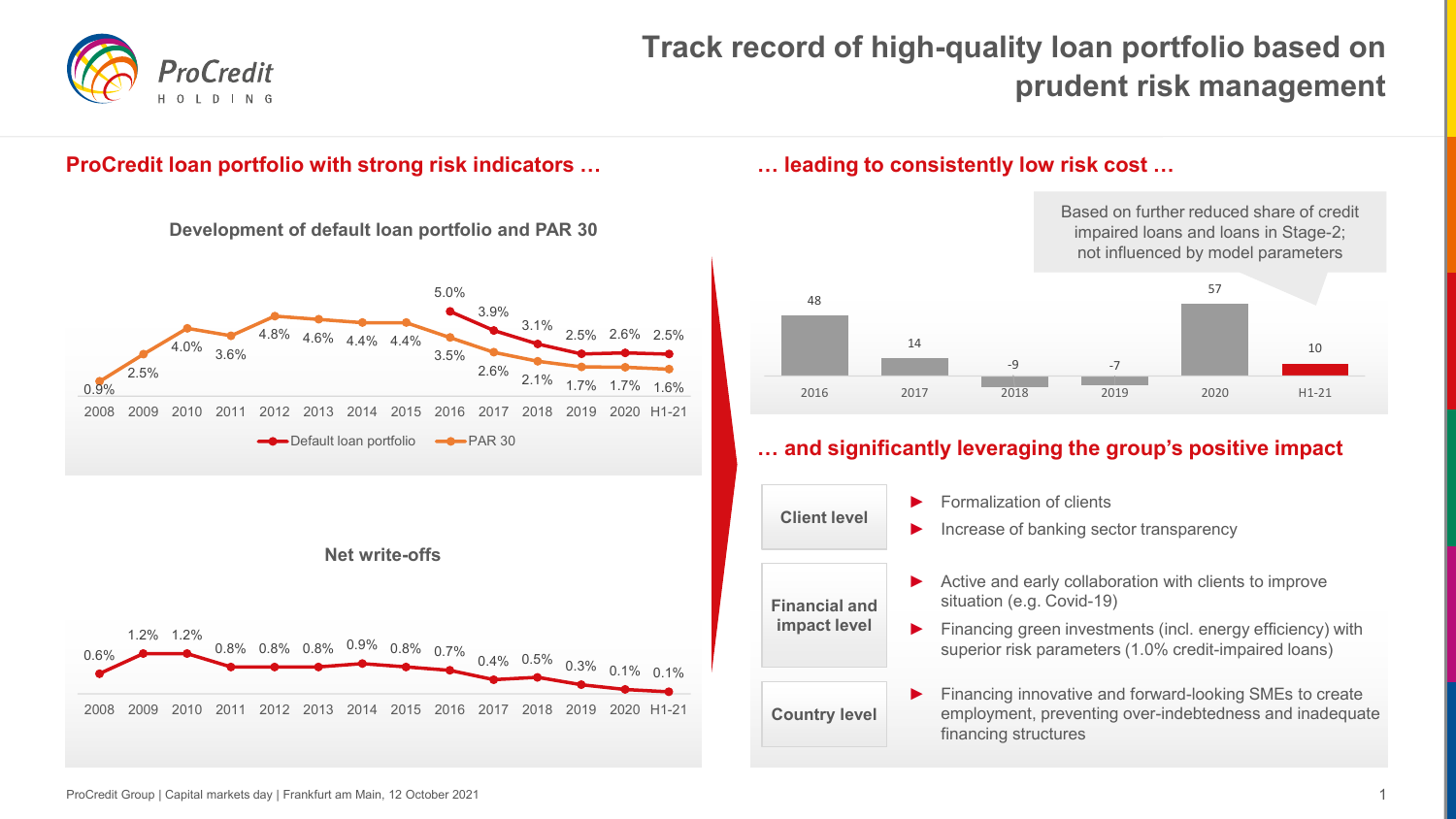# Track record of high-quality loan portfolio based on prudent risk management

## ProCredit loan portfolio with strong risk indicators …

**Development of default loan portfolio and PAR 30**

| | 2008 | 2009 | 2010 | 2011 | 2012 | 2013 | 2014 | 2015 | 2016 | 2017 | 2018 | 2019 | 2020 | H1-21 |
|---|---|---|---|---|---|---|---|---|---|---|---|---|---|---|
| Default loan portfolio | | | | | | | | | 5.0% | 3.9% | 3.1% | 2.5% | 2.6% | 2.5% |
| PAR 30 | 0.9% | 2.5% | 4.0% | 3.6% | 4.8% | 4.6% | 4.4% | 4.4% | 3.5% | 2.6% | 2.1% | 1.7% | 1.7% | 1.6% |

**Net write-offs**

| 2008 | 2009 | 2010 | 2011 | 2012 | 2013 | 2014 | 2015 | 2016 | 2017 | 2018 | 2019 | 2020 | H1-21 |
|---|---|---|---|---|---|---|---|---|---|---|---|---|---|
| 0.6% | 1.2% | 1.2% | 0.8% | 0.8% | 0.8% | 0.9% | 0.8% | 0.7% | 0.4% | 0.5% | 0.3% | 0.1% | 0.1% |

## … leading to consistently low risk cost …

| 2016 | 2017 | 2018 | 2019 | 2020 | H1-21 |
|---|---|---|---|---|---|
| 48 | 14 | -9 | -7 | 57 | 10 |

Based on further reduced share of credit impaired loans and loans in Stage-2; not influenced by model parameters

## … and significantly leveraging the group's positive impact

**Client level**
- Formalization of clients
- Increase of banking sector transparency

**Financial and impact level**
- Active and early collaboration with clients to improve situation (e.g. Covid-19)
- Financing green investments (incl. energy efficiency) with superior risk parameters (1.0% credit-impaired loans)

**Country level**
- Financing innovative and forward-looking SMEs to create employment, preventing over-indebtedness and inadequate financing structures

ProCredit Group | Capital markets day | Frankfurt am Main, 12 October 2021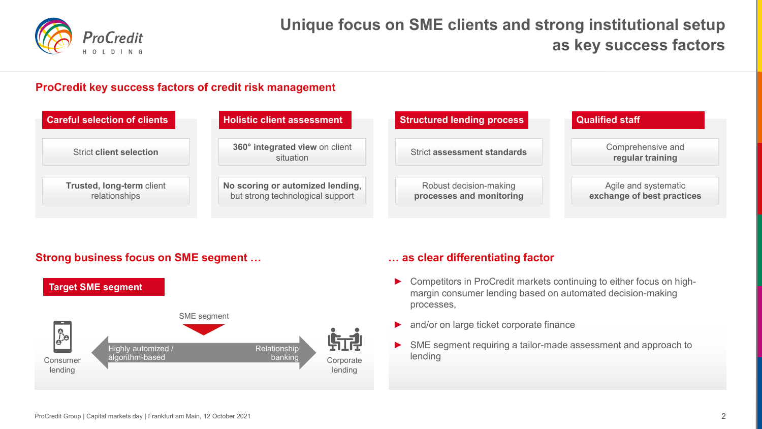# Unique focus on SME clients and strong institutional setup as key success factors

## ProCredit key success factors of credit risk management

**Careful selection of clients**

- Strict **client selection**
- **Trusted, long-term** client relationships

**Holistic client assessment**

- **360° integrated view** on client situation
- **No scoring or automized lending**, but strong technological support

**Structured lending process**

- Strict **assessment standards**
- Robust decision-making **processes and monitoring**

**Qualified staff**

- Comprehensive and **regular training**
- Agile and systematic **exchange of best practices**

## Strong business focus on SME segment …

**Target SME segment**

SME segment

Consumer lending ← Highly automized / algorithm-based — Relationship banking → Corporate lending

## … as clear differentiating factor

- Competitors in ProCredit markets continuing to either focus on high-margin consumer lending based on automated decision-making processes,
- and/or on large ticket corporate finance
- SME segment requiring a tailor-made assessment and approach to lending

ProCredit Group | Capital markets day | Frankfurt am Main, 12 October 2021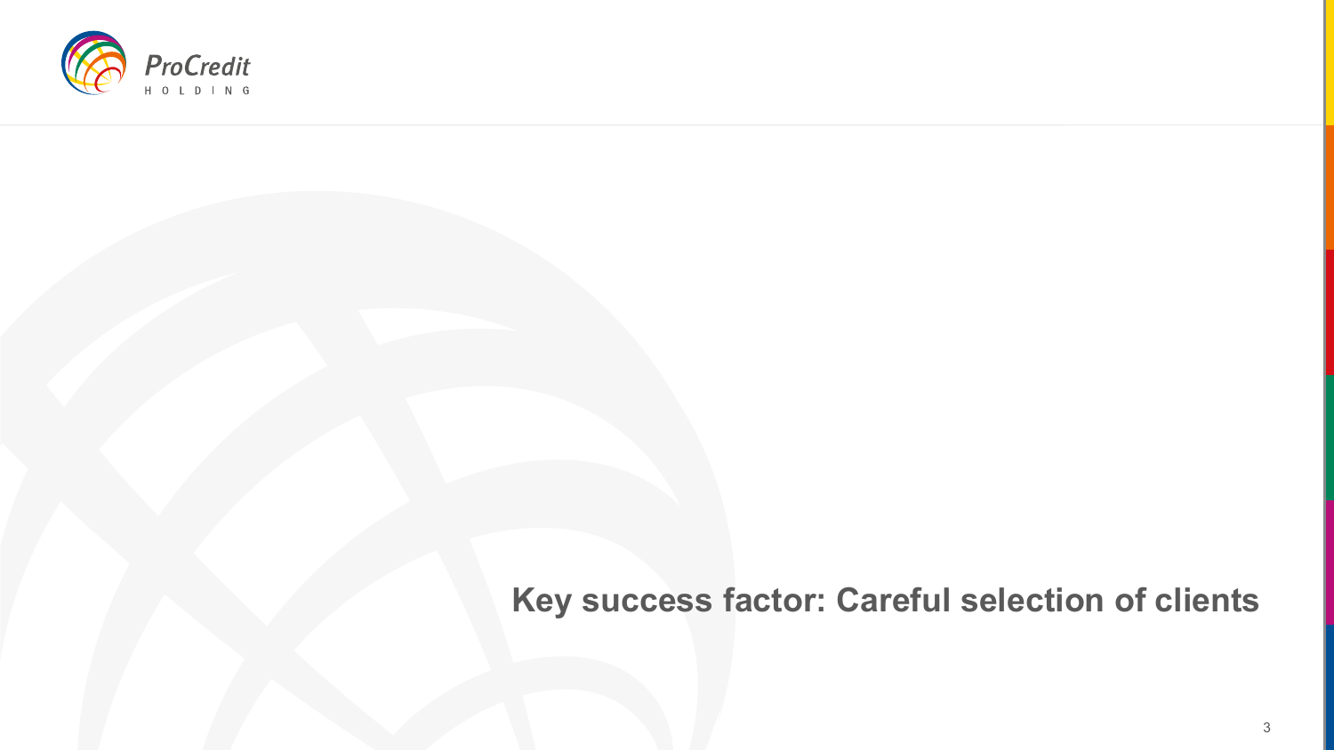# Key success factor: Careful selection of clients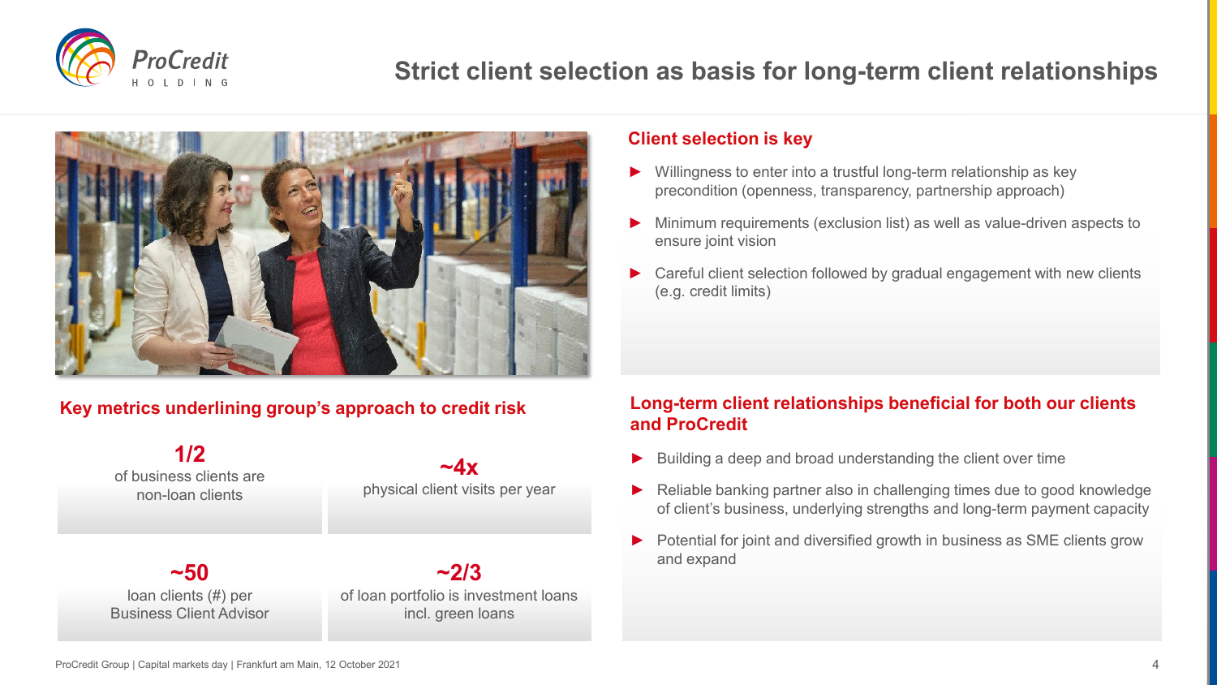# Strict client selection as basis for long-term client relationships

## Client selection is key

- Willingness to enter into a trustful long-term relationship as key precondition (openness, transparency, partnership approach)
- Minimum requirements (exclusion list) as well as value-driven aspects to ensure joint vision
- Careful client selection followed by gradual engagement with new clients (e.g. credit limits)

## Key metrics underlining group's approach to credit risk

**1/2**
of business clients are non-loan clients

**~4x**
physical client visits per year

**~50**
loan clients (#) per Business Client Advisor

**~2/3**
of loan portfolio is investment loans incl. green loans

## Long-term client relationships beneficial for both our clients and ProCredit

- Building a deep and broad understanding the client over time
- Reliable banking partner also in challenging times due to good knowledge of client's business, underlying strengths and long-term payment capacity
- Potential for joint and diversified growth in business as SME clients grow and expand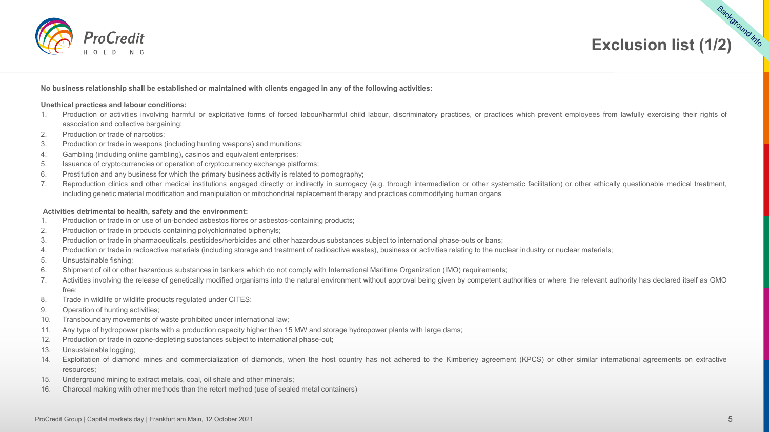# Exclusion list (1/2)

Background info

**No business relationship shall be established or maintained with clients engaged in any of the following activities:**

**Unethical practices and labour conditions:**

1. Production or activities involving harmful or exploitative forms of forced labour/harmful child labour, discriminatory practices, or practices which prevent employees from lawfully exercising their rights of association and collective bargaining;
2. Production or trade of narcotics;
3. Production or trade in weapons (including hunting weapons) and munitions;
4. Gambling (including online gambling), casinos and equivalent enterprises;
5. Issuance of cryptocurrencies or operation of cryptocurrency exchange platforms;
6. Prostitution and any business for which the primary business activity is related to pornography;
7. Reproduction clinics and other medical institutions engaged directly or indirectly in surrogacy (e.g. through intermediation or other systematic facilitation) or other ethically questionable medical treatment, including genetic material modification and manipulation or mitochondrial replacement therapy and practices commodifying human organs

**Activities detrimental to health, safety and the environment:**

1. Production or trade in or use of un-bonded asbestos fibres or asbestos-containing products;
2. Production or trade in products containing polychlorinated biphenyls;
3. Production or trade in pharmaceuticals, pesticides/herbicides and other hazardous substances subject to international phase-outs or bans;
4. Production or trade in radioactive materials (including storage and treatment of radioactive wastes), business or activities relating to the nuclear industry or nuclear materials;
5. Unsustainable fishing;
6. Shipment of oil or other hazardous substances in tankers which do not comply with International Maritime Organization (IMO) requirements;
7. Activities involving the release of genetically modified organisms into the natural environment without approval being given by competent authorities or where the relevant authority has declared itself as GMO free;
8. Trade in wildlife or wildlife products regulated under CITES;
9. Operation of hunting activities;
10. Transboundary movements of waste prohibited under international law;
11. Any type of hydropower plants with a production capacity higher than 15 MW and storage hydropower plants with large dams;
12. Production or trade in ozone-depleting substances subject to international phase-out;
13. Unsustainable logging;
14. Exploitation of diamond mines and commercialization of diamonds, when the host country has not adhered to the Kimberley agreement (KPCS) or other similar international agreements on extractive resources;
15. Underground mining to extract metals, coal, oil shale and other minerals;
16. Charcoal making with other methods than the retort method (use of sealed metal containers)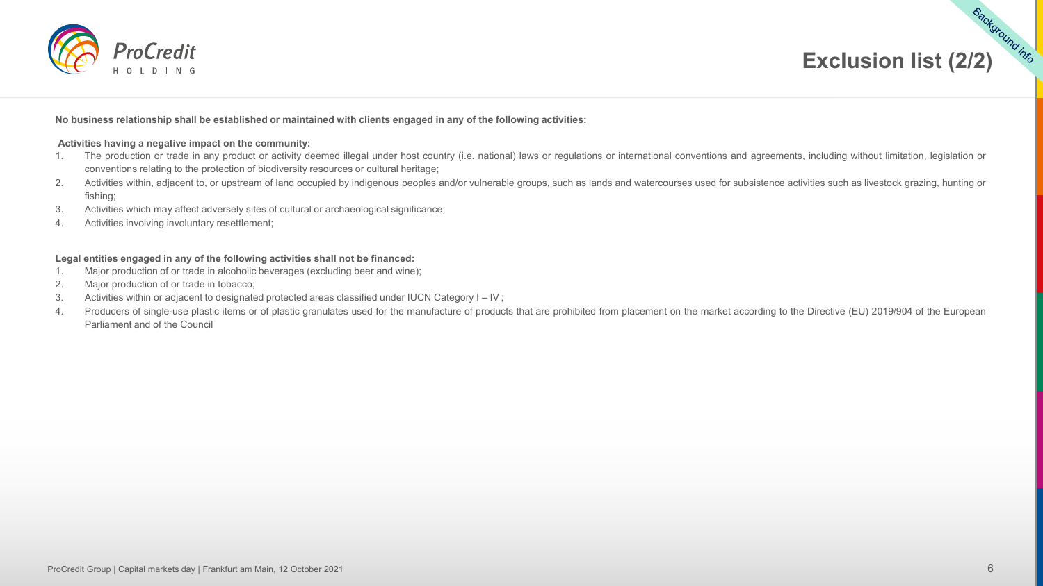# Exclusion list (2/2)

Background info

**No business relationship shall be established or maintained with clients engaged in any of the following activities:**

**Activities having a negative impact on the community:**

1. The production or trade in any product or activity deemed illegal under host country (i.e. national) laws or regulations or international conventions and agreements, including without limitation, legislation or conventions relating to the protection of biodiversity resources or cultural heritage;
2. Activities within, adjacent to, or upstream of land occupied by indigenous peoples and/or vulnerable groups, such as lands and watercourses used for subsistence activities such as livestock grazing, hunting or fishing;
3. Activities which may affect adversely sites of cultural or archaeological significance;
4. Activities involving involuntary resettlement;

**Legal entities engaged in any of the following activities shall not be financed:**

1. Major production of or trade in alcoholic beverages (excluding beer and wine);
2. Major production of or trade in tobacco;
3. Activities within or adjacent to designated protected areas classified under IUCN Category I – IV ;
4. Producers of single-use plastic items or of plastic granulates used for the manufacture of products that are prohibited from placement on the market according to the Directive (EU) 2019/904 of the European Parliament and of the Council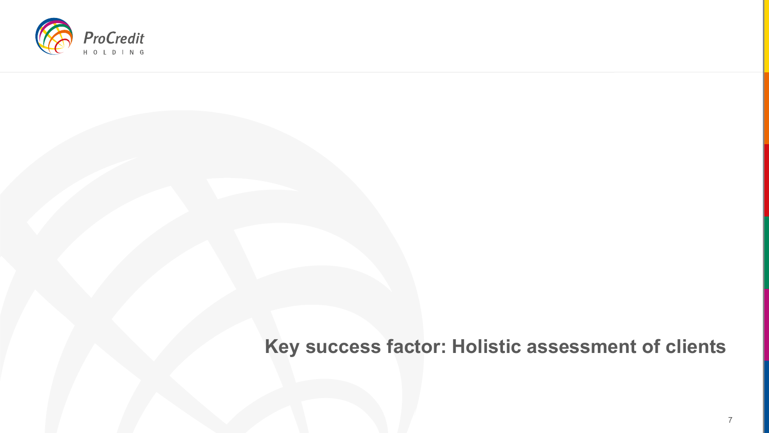# Key success factor: Holistic assessment of clients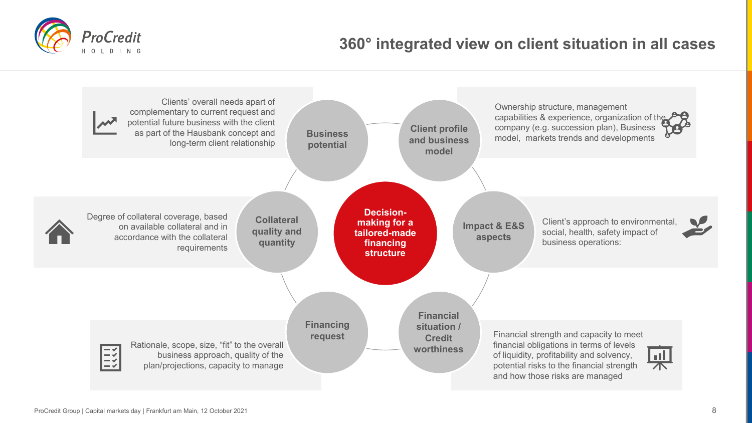# 360° integrated view on client situation in all cases

**Decision-making for a tailored-made financing structure**

**Business potential**

Clients' overall needs apart of complementary to current request and potential future business with the client as part of the Hausbank concept and long-term client relationship

**Client profile and business model**

Ownership structure, management capabilities & experience, organization of the company (e.g. succession plan), Business model, markets trends and developments

**Collateral quality and quantity**

Degree of collateral coverage, based on available collateral and in accordance with the collateral requirements

**Impact & E&S aspects**

Client's approach to environmental, social, health, safety impact of business operations:

**Financing request**

Rationale, scope, size, "fit" to the overall business approach, quality of the plan/projections, capacity to manage

**Financial situation / Credit worthiness**

Financial strength and capacity to meet financial obligations in terms of levels of liquidity, profitability and solvency, potential risks to the financial strength and how those risks are managed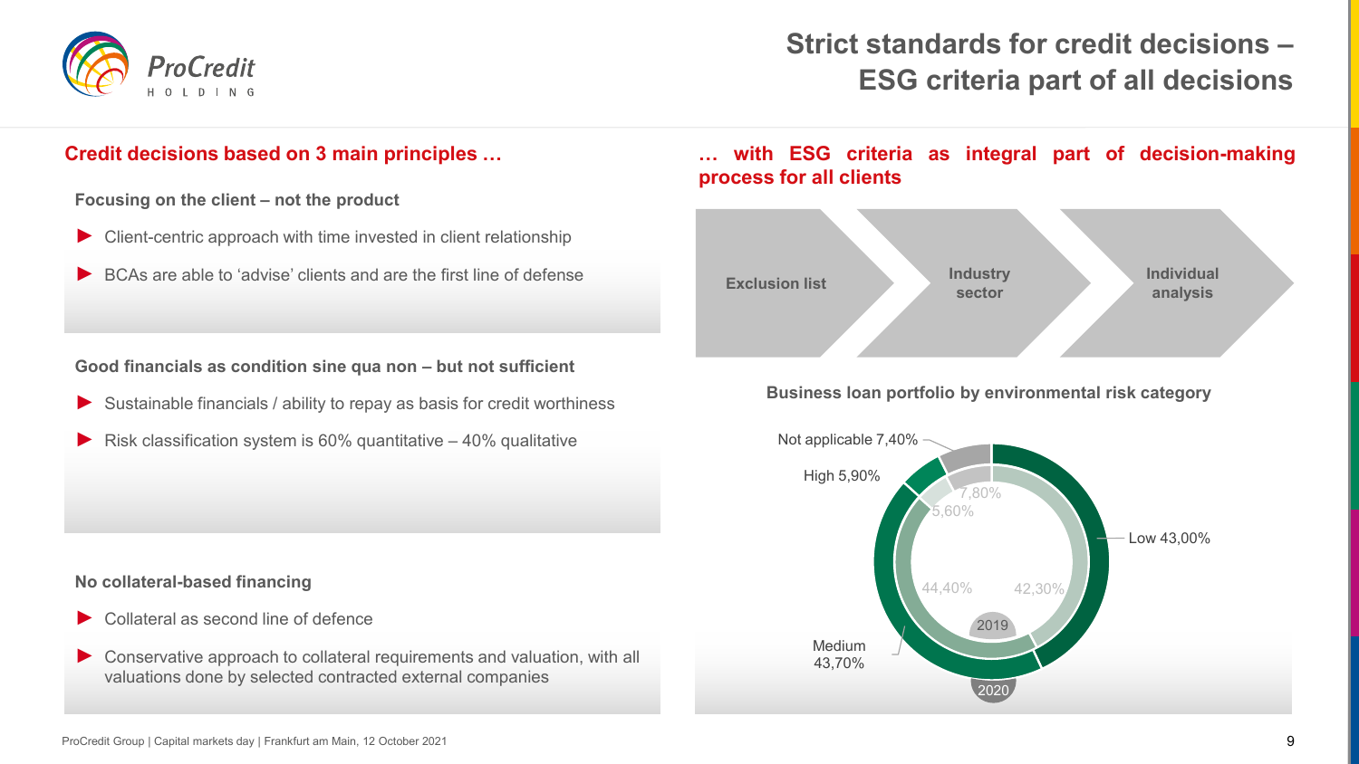# Strict standards for credit decisions – ESG criteria part of all decisions

## Credit decisions based on 3 main principles …

**Focusing on the client – not the product**

- Client-centric approach with time invested in client relationship
- BCAs are able to 'advise' clients and are the first line of defense

**Good financials as condition sine qua non – but not sufficient**

- Sustainable financials / ability to repay as basis for credit worthiness
- Risk classification system is 60% quantitative – 40% qualitative

**No collateral-based financing**

- Collateral as second line of defence
- Conservative approach to collateral requirements and valuation, with all valuations done by selected contracted external companies

## … with ESG criteria as integral part of decision-making process for all clients

Exclusion list → Industry sector → Individual analysis

**Business loan portfolio by environmental risk category**

| Category | 2019 | 2020 |
|---|---|---|
| Low | 42,30% | 43,00% |
| Medium | 44,40% | 43,70% |
| High | 5,60% | 5,90% |
| Not applicable | 7,80% | 7,40% |

ProCredit Group | Capital markets day | Frankfurt am Main, 12 October 2021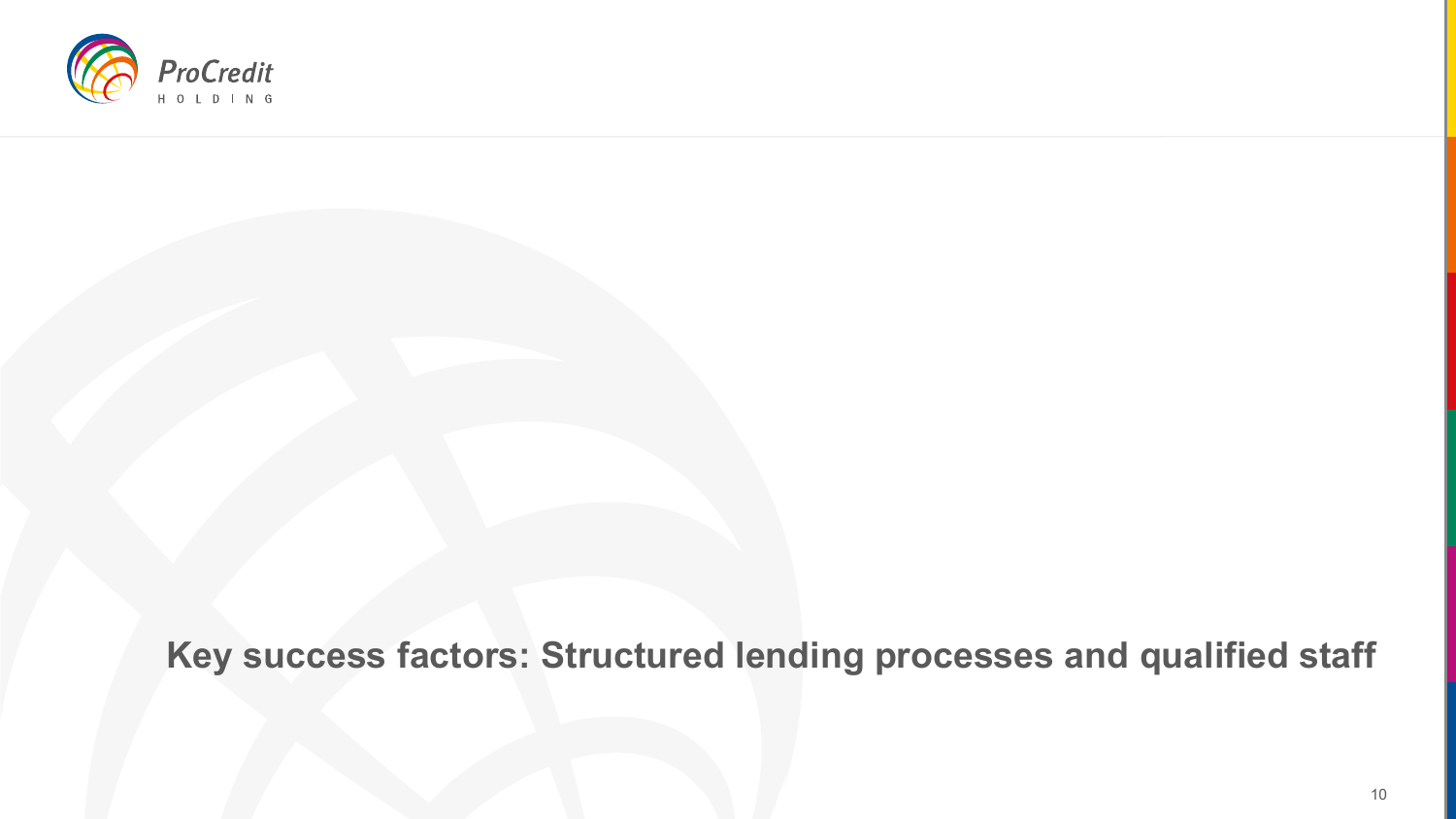# Key success factors: Structured lending processes and qualified staff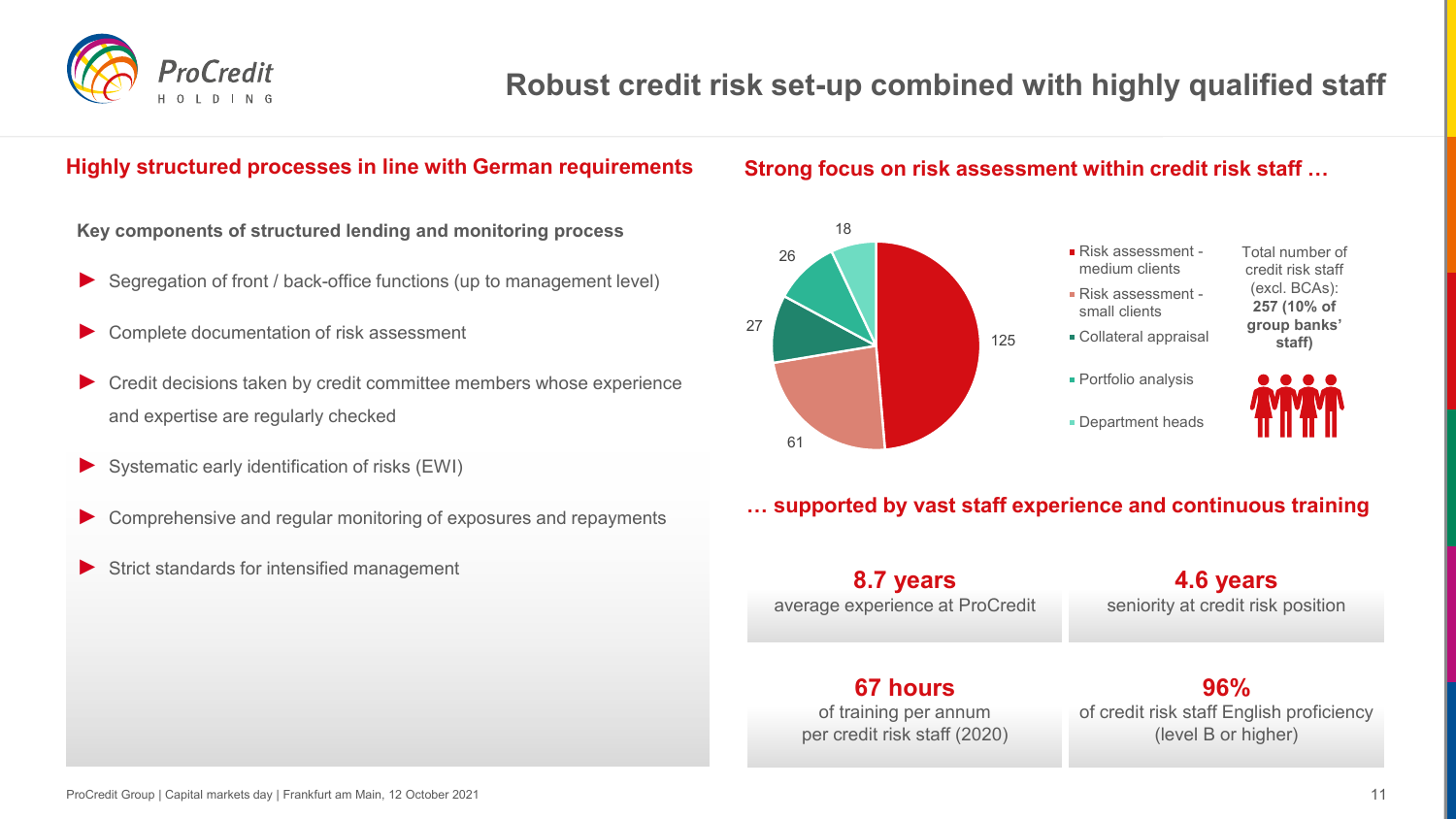# Robust credit risk set-up combined with highly qualified staff

## Highly structured processes in line with German requirements

**Key components of structured lending and monitoring process**

- Segregation of front / back-office functions (up to management level)
- Complete documentation of risk assessment
- Credit decisions taken by credit committee members whose experience and expertise are regularly checked
- Systematic early identification of risks (EWI)
- Comprehensive and regular monitoring of exposures and repayments
- Strict standards for intensified management

## Strong focus on risk assessment within credit risk staff …

| Category | Number of staff |
|---|---|
| Risk assessment - medium clients | 125 |
| Risk assessment - small clients | 61 |
| Collateral appraisal | 27 |
| Portfolio analysis | 26 |
| Department heads | 18 |

Total number of credit risk staff (excl. BCAs): **257 (10% of group banks' staff)**

## … supported by vast staff experience and continuous training

**8.7 years**
average experience at ProCredit

**4.6 years**
seniority at credit risk position

**67 hours**
of training per annum per credit risk staff (2020)

**96%**
of credit risk staff English proficiency (level B or higher)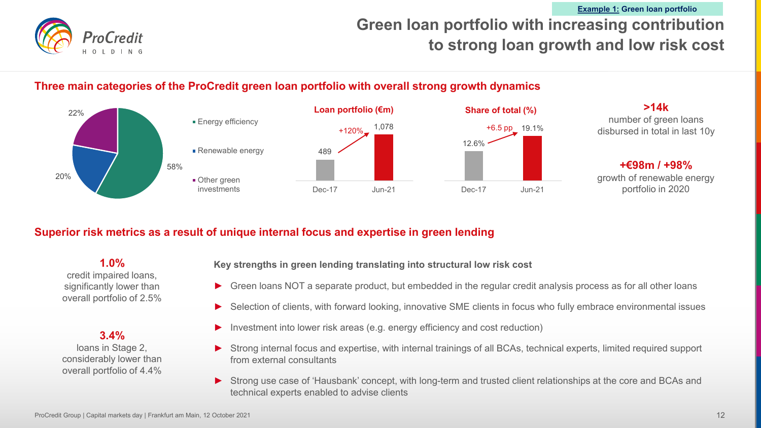Example 1: Green loan portfolio

# Green loan portfolio with increasing contribution to strong loan growth and low risk cost

## Three main categories of the ProCredit green loan portfolio with overall strong growth dynamics

| Category | Share |
|---|---|
| Energy efficiency | 58% |
| Renewable energy | 20% |
| Other green investments | 22% |

**Loan portfolio (€m)**

| Dec-17 | Jun-21 |
|---|---|
| 489 | 1,078 |

+120%

**Share of total (%)**

| Dec-17 | Jun-21 |
|---|---|
| 12.6% | 19.1% |

+6.5 pp

**>14k**
number of green loans disbursed in total in last 10y

**+€98m / +98%**
growth of renewable energy portfolio in 2020

## Superior risk metrics as a result of unique internal focus and expertise in green lending

**1.0%**
credit impaired loans, significantly lower than overall portfolio of 2.5%

**3.4%**
loans in Stage 2, considerably lower than overall portfolio of 4.4%

**Key strengths in green lending translating into structural low risk cost**

- Green loans NOT a separate product, but embedded in the regular credit analysis process as for all other loans
- Selection of clients, with forward looking, innovative SME clients in focus who fully embrace environmental issues
- Investment into lower risk areas (e.g. energy efficiency and cost reduction)
- Strong internal focus and expertise, with internal trainings of all BCAs, technical experts, limited required support from external consultants
- Strong use case of 'Hausbank' concept, with long-term and trusted client relationships at the core and BCAs and technical experts enabled to advise clients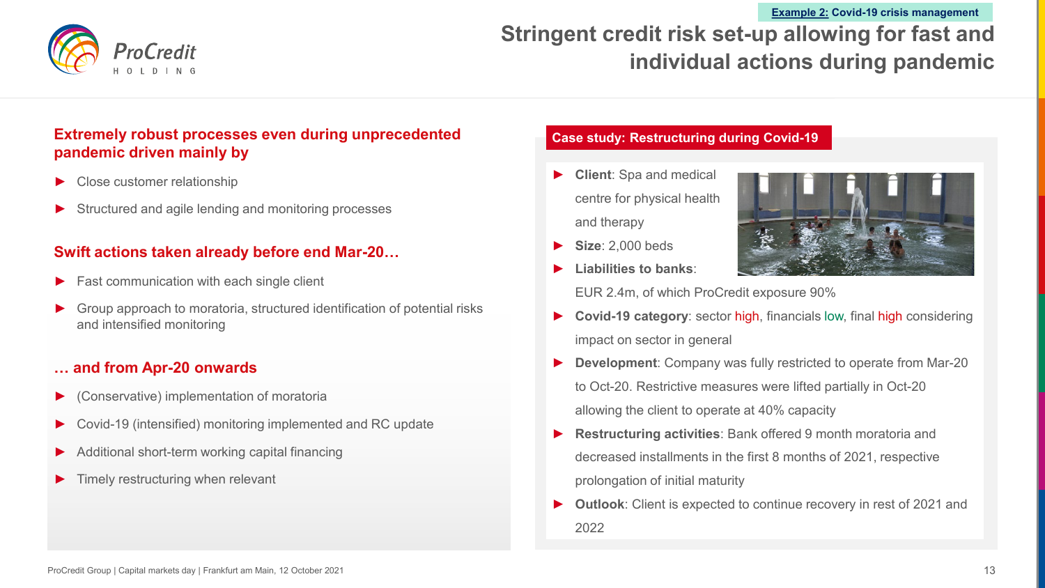Example 2: Covid-19 crisis management

# Stringent credit risk set-up allowing for fast and individual actions during pandemic

## Extremely robust processes even during unprecedented pandemic driven mainly by

- Close customer relationship
- Structured and agile lending and monitoring processes

## Swift actions taken already before end Mar-20…

- Fast communication with each single client
- Group approach to moratoria, structured identification of potential risks and intensified monitoring

## … and from Apr-20 onwards

- (Conservative) implementation of moratoria
- Covid-19 (intensified) monitoring implemented and RC update
- Additional short-term working capital financing
- Timely restructuring when relevant

## Case study: Restructuring during Covid-19

- **Client**: Spa and medical centre for physical health and therapy
- **Size**: 2,000 beds
- **Liabilities to banks**: EUR 2.4m, of which ProCredit exposure 90%
- **Covid-19 category**: sector high, financials low, final high considering impact on sector in general
- **Development**: Company was fully restricted to operate from Mar-20 to Oct-20. Restrictive measures were lifted partially in Oct-20 allowing the client to operate at 40% capacity
- **Restructuring activities**: Bank offered 9 month moratoria and decreased installments in the first 8 months of 2021, respective prolongation of initial maturity
- **Outlook**: Client is expected to continue recovery in rest of 2021 and 2022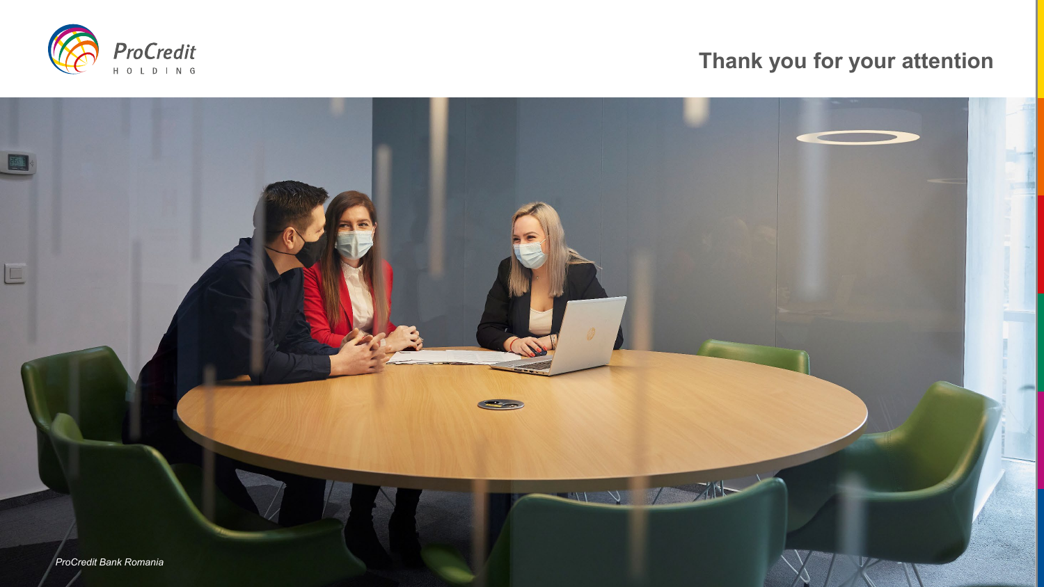# Thank you for your attention

*ProCredit Bank Romania*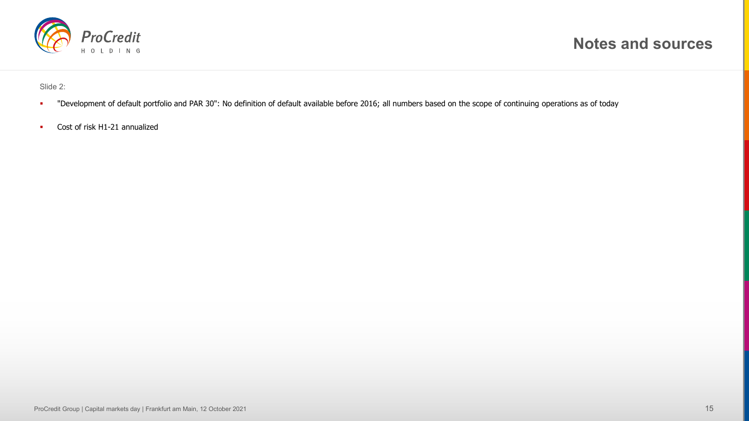# Notes and sources

Slide 2:

- "Development of default portfolio and PAR 30": No definition of default available before 2016; all numbers based on the scope of continuing operations as of today
- Cost of risk H1-21 annualized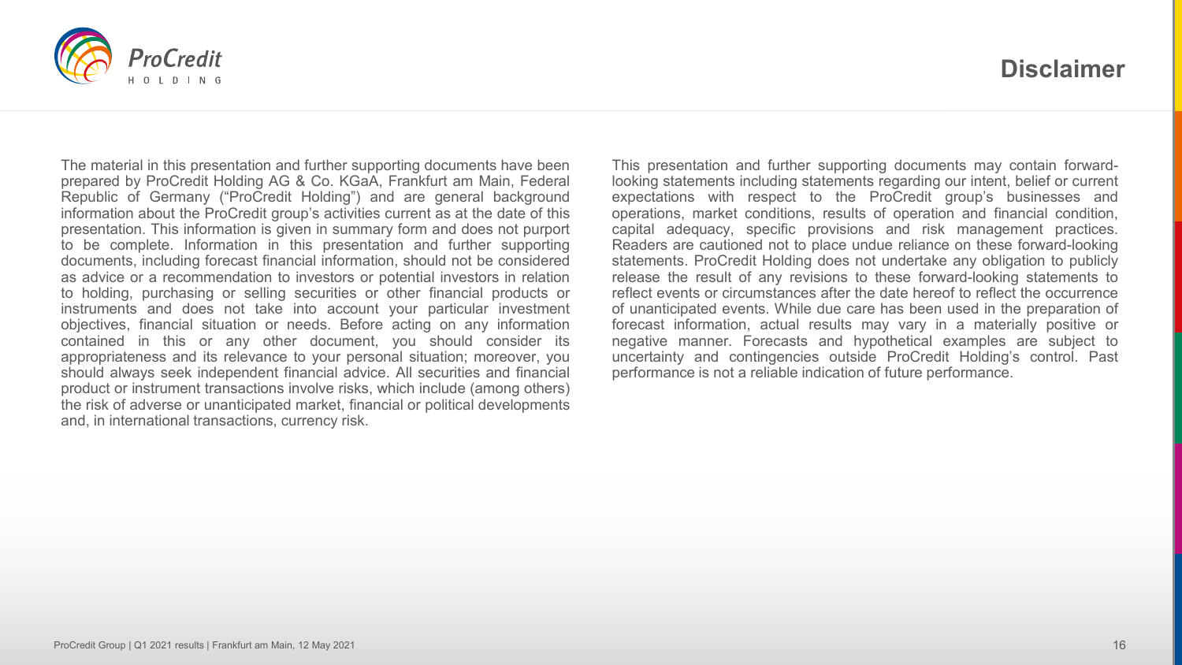# Disclaimer

The material in this presentation and further supporting documents have been prepared by ProCredit Holding AG & Co. KGaA, Frankfurt am Main, Federal Republic of Germany ("ProCredit Holding") and are general background information about the ProCredit group's activities current as at the date of this presentation. This information is given in summary form and does not purport to be complete. Information in this presentation and further supporting documents, including forecast financial information, should not be considered as advice or a recommendation to investors or potential investors in relation to holding, purchasing or selling securities or other financial products or instruments and does not take into account your particular investment objectives, financial situation or needs. Before acting on any information contained in this or any other document, you should consider its appropriateness and its relevance to your personal situation; moreover, you should always seek independent financial advice. All securities and financial product or instrument transactions involve risks, which include (among others) the risk of adverse or unanticipated market, financial or political developments and, in international transactions, currency risk.

This presentation and further supporting documents may contain forward-looking statements including statements regarding our intent, belief or current expectations with respect to the ProCredit group's businesses and operations, market conditions, results of operation and financial condition, capital adequacy, specific provisions and risk management practices. Readers are cautioned not to place undue reliance on these forward-looking statements. ProCredit Holding does not undertake any obligation to publicly release the result of any revisions to these forward-looking statements to reflect events or circumstances after the date hereof to reflect the occurrence of unanticipated events. While due care has been used in the preparation of forecast information, actual results may vary in a materially positive or negative manner. Forecasts and hypothetical examples are subject to uncertainty and contingencies outside ProCredit Holding's control. Past performance is not a reliable indication of future performance.